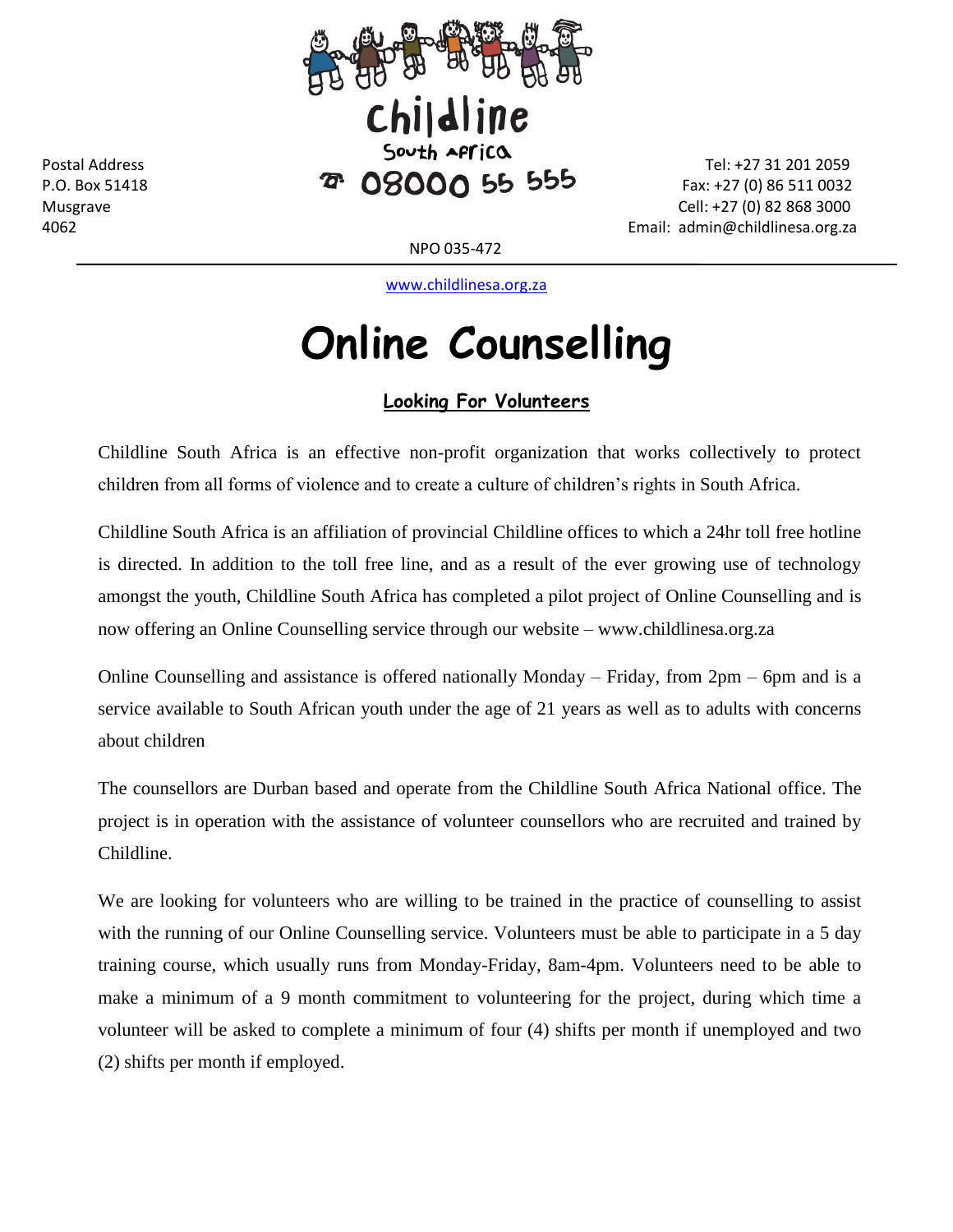Childline

South Africa

☎ 08000 55 555

Postal Address
P.O. Box 51418
Musgrave
4062

Tel: +27 31 201 2059
Fax: +27 (0) 86 511 0032
Cell: +27 (0) 82 868 3000
Email: admin@childlinesa.org.za

NPO 035-472

---

www.childlinesa.org.za

# Online Counselling

## Looking For Volunteers

Childline South Africa is an effective non-profit organization that works collectively to protect children from all forms of violence and to create a culture of children's rights in South Africa.

Childline South Africa is an affiliation of provincial Childline offices to which a 24hr toll free hotline is directed. In addition to the toll free line, and as a result of the ever growing use of technology amongst the youth, Childline South Africa has completed a pilot project of Online Counselling and is now offering an Online Counselling service through our website – www.childlinesa.org.za

Online Counselling and assistance is offered nationally Monday – Friday, from 2pm – 6pm and is a service available to South African youth under the age of 21 years as well as to adults with concerns about children

The counsellors are Durban based and operate from the Childline South Africa National office. The project is in operation with the assistance of volunteer counsellors who are recruited and trained by Childline.

We are looking for volunteers who are willing to be trained in the practice of counselling to assist with the running of our Online Counselling service. Volunteers must be able to participate in a 5 day training course, which usually runs from Monday-Friday, 8am-4pm. Volunteers need to be able to make a minimum of a 9 month commitment to volunteering for the project, during which time a volunteer will be asked to complete a minimum of four (4) shifts per month if unemployed and two (2) shifts per month if employed.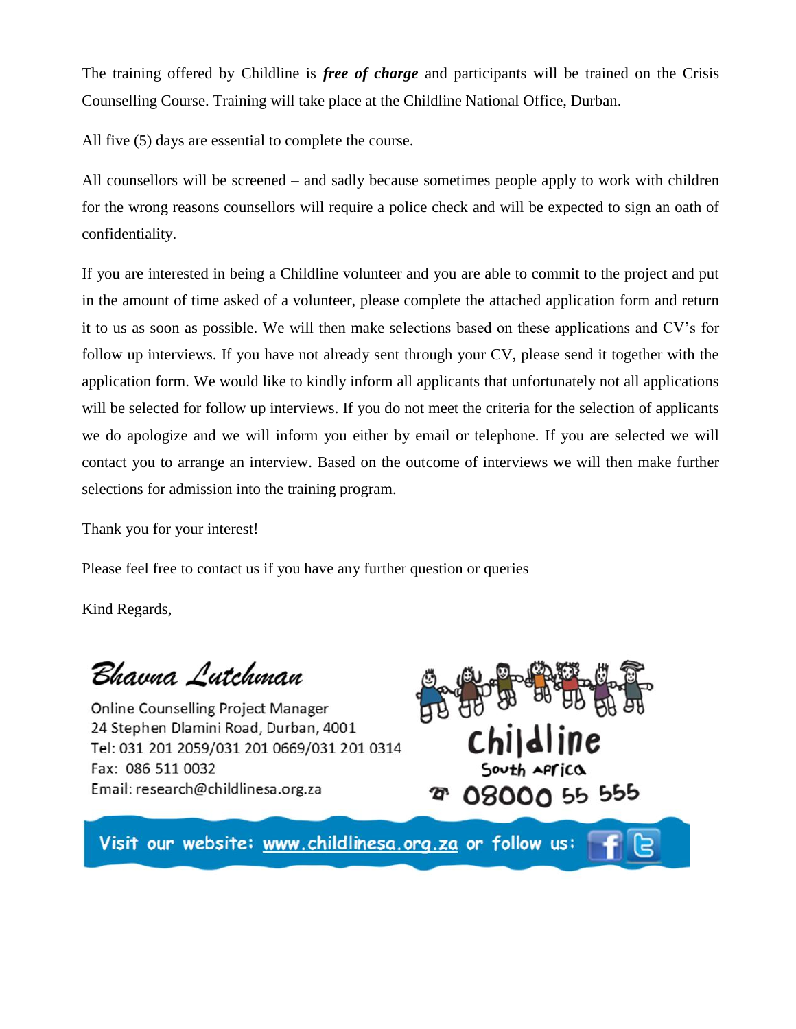The training offered by Childline is ***free of charge*** and participants will be trained on the Crisis Counselling Course. Training will take place at the Childline National Office, Durban.

All five (5) days are essential to complete the course.

All counsellors will be screened – and sadly because sometimes people apply to work with children for the wrong reasons counsellors will require a police check and will be expected to sign an oath of confidentiality.

If you are interested in being a Childline volunteer and you are able to commit to the project and put in the amount of time asked of a volunteer, please complete the attached application form and return it to us as soon as possible. We will then make selections based on these applications and CV's for follow up interviews. If you have not already sent through your CV, please send it together with the application form. We would like to kindly inform all applicants that unfortunately not all applications will be selected for follow up interviews. If you do not meet the criteria for the selection of applicants we do apologize and we will inform you either by email or telephone. If you are selected we will contact you to arrange an interview. Based on the outcome of interviews we will then make further selections for admission into the training program.

Thank you for your interest!

Please feel free to contact us if you have any further question or queries

Kind Regards,

Bhavna Lutchman

Online Counselling Project Manager
24 Stephen Dlamini Road, Durban, 4001
Tel: 031 201 2059/031 201 0669/031 201 0314
Fax: 086 511 0032
Email: research@childlinesa.org.za

Childline South Africa
08000 55 555

Visit our website: www.childlinesa.org.za or follow us: